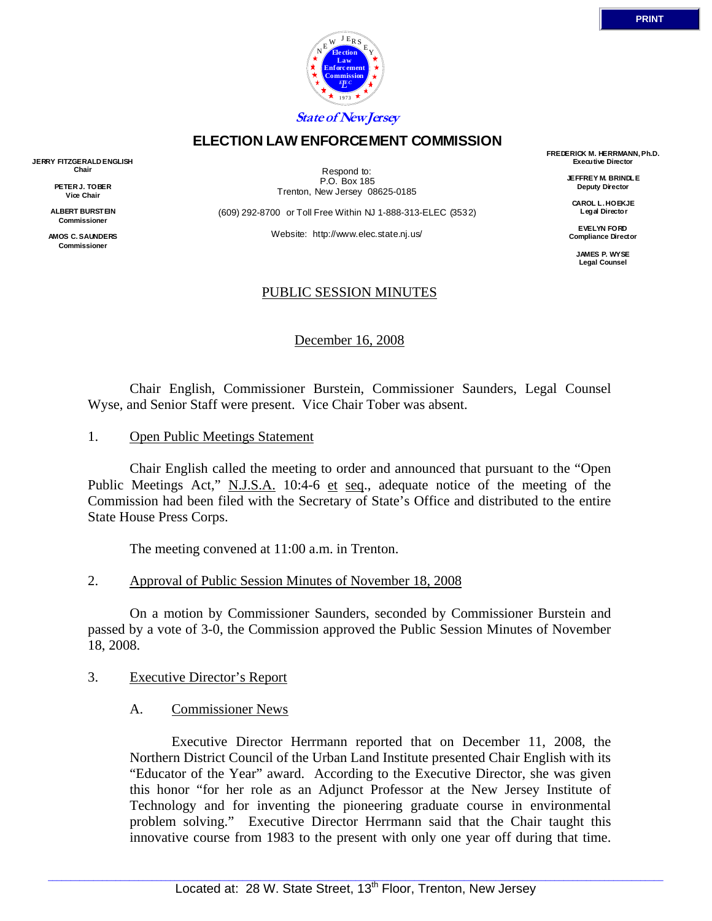State of New Jersey

# ELECTION LAW ENFORCEMENT COMMISSION

**JERRY FITZGERALD ENGLISH**
**Chair**

**PETER J. TOBER**
**Vice Chair**

**ALBERT BURSTEIN**
**Commissioner**

**AMOS C. SAUNDERS**
**Commissioner**

Respond to:
P.O. Box 185
Trenton, New Jersey 08625-0185

(609) 292-8700 or Toll Free Within NJ 1-888-313-ELEC (3532)

Website: http://www.elec.state.nj.us/

**FREDERICK M. HERRMANN, Ph.D.**
**Executive Director**

**JEFFREY M. BRINDLE**
**Deputy Director**

**CAROL L. HOEKJE**
**Legal Director**

**EVELYN FORD**
**Compliance Director**

**JAMES P. WYSE**
**Legal Counsel**

## PUBLIC SESSION MINUTES

December 16, 2008

Chair English, Commissioner Burstein, Commissioner Saunders, Legal Counsel Wyse, and Senior Staff were present. Vice Chair Tober was absent.

1. Open Public Meetings Statement

Chair English called the meeting to order and announced that pursuant to the "Open Public Meetings Act," N.J.S.A. 10:4-6 et seq., adequate notice of the meeting of the Commission had been filed with the Secretary of State's Office and distributed to the entire State House Press Corps.

The meeting convened at 11:00 a.m. in Trenton.

2. Approval of Public Session Minutes of November 18, 2008

On a motion by Commissioner Saunders, seconded by Commissioner Burstein and passed by a vote of 3-0, the Commission approved the Public Session Minutes of November 18, 2008.

3. Executive Director's Report

A. Commissioner News

Executive Director Herrmann reported that on December 11, 2008, the Northern District Council of the Urban Land Institute presented Chair English with its "Educator of the Year" award. According to the Executive Director, she was given this honor "for her role as an Adjunct Professor at the New Jersey Institute of Technology and for inventing the pioneering graduate course in environmental problem solving." Executive Director Herrmann said that the Chair taught this innovative course from 1983 to the present with only one year off during that time.

Located at: 28 W. State Street, 13th Floor, Trenton, New Jersey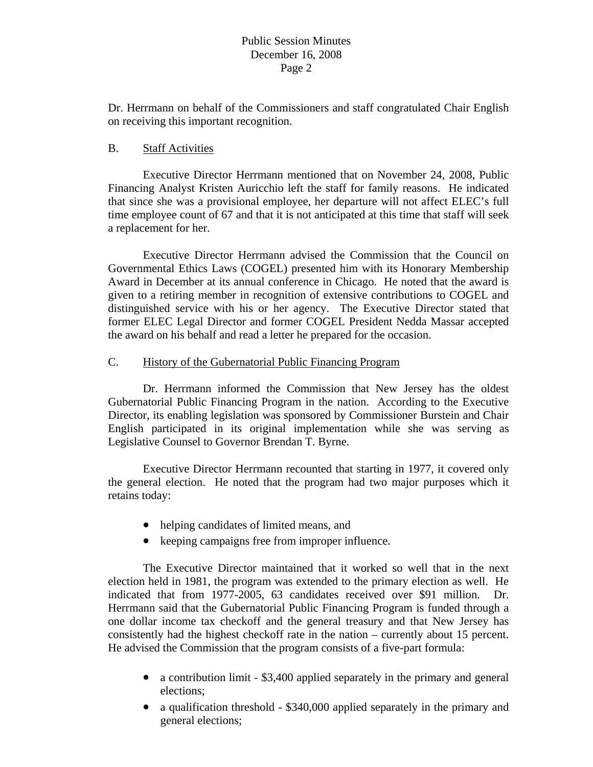Dr. Herrmann on behalf of the Commissioners and staff congratulated Chair English on receiving this important recognition.

B. Staff Activities

Executive Director Herrmann mentioned that on November 24, 2008, Public Financing Analyst Kristen Auricchio left the staff for family reasons. He indicated that since she was a provisional employee, her departure will not affect ELEC's full time employee count of 67 and that it is not anticipated at this time that staff will seek a replacement for her.

Executive Director Herrmann advised the Commission that the Council on Governmental Ethics Laws (COGEL) presented him with its Honorary Membership Award in December at its annual conference in Chicago. He noted that the award is given to a retiring member in recognition of extensive contributions to COGEL and distinguished service with his or her agency. The Executive Director stated that former ELEC Legal Director and former COGEL President Nedda Massar accepted the award on his behalf and read a letter he prepared for the occasion.

C. History of the Gubernatorial Public Financing Program

Dr. Herrmann informed the Commission that New Jersey has the oldest Gubernatorial Public Financing Program in the nation. According to the Executive Director, its enabling legislation was sponsored by Commissioner Burstein and Chair English participated in its original implementation while she was serving as Legislative Counsel to Governor Brendan T. Byrne.

Executive Director Herrmann recounted that starting in 1977, it covered only the general election. He noted that the program had two major purposes which it retains today:

- helping candidates of limited means, and
- keeping campaigns free from improper influence.

The Executive Director maintained that it worked so well that in the next election held in 1981, the program was extended to the primary election as well. He indicated that from 1977-2005, 63 candidates received over $91 million. Dr. Herrmann said that the Gubernatorial Public Financing Program is funded through a one dollar income tax checkoff and the general treasury and that New Jersey has consistently had the highest checkoff rate in the nation – currently about 15 percent. He advised the Commission that the program consists of a five-part formula:

- a contribution limit - $3,400 applied separately in the primary and general elections;
- a qualification threshold - $340,000 applied separately in the primary and general elections;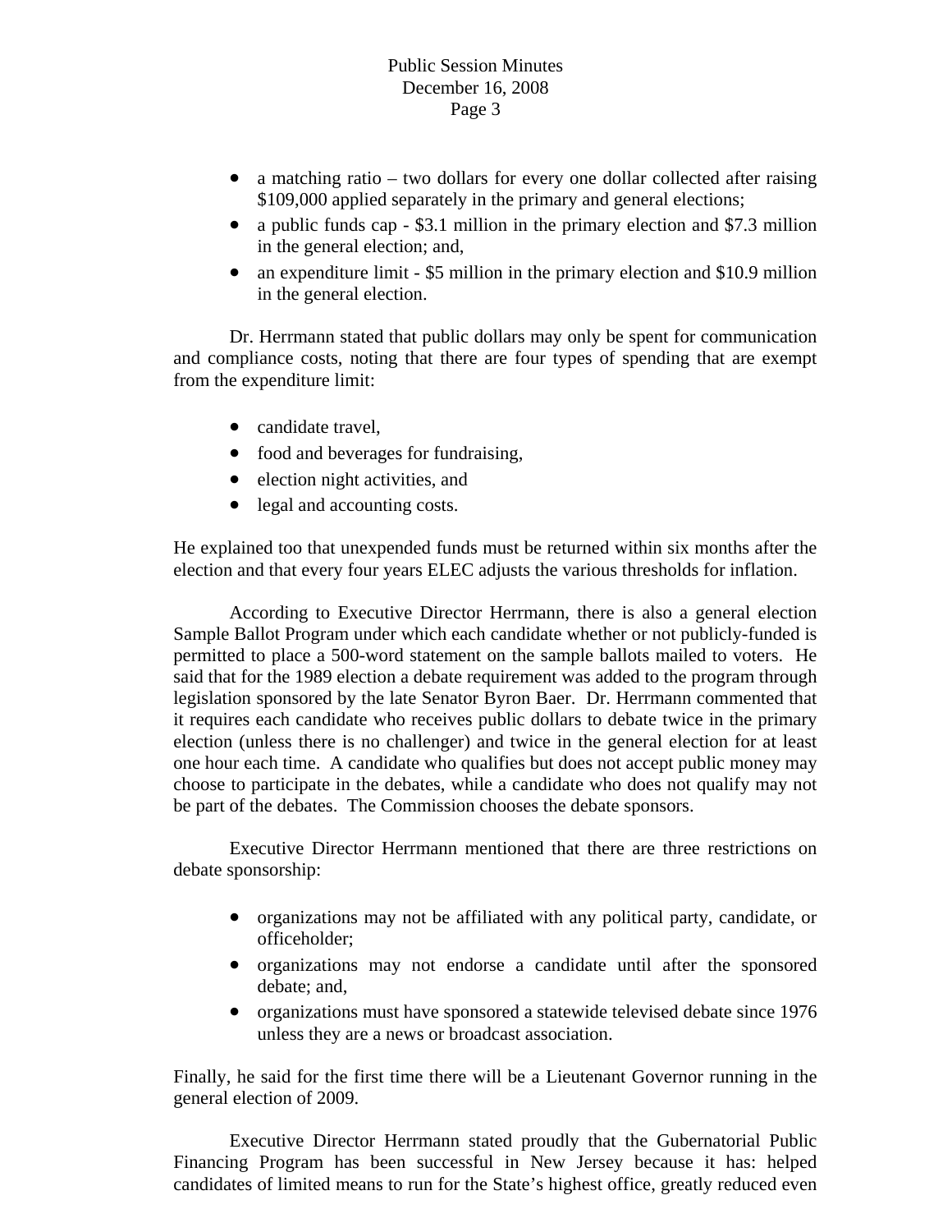- a matching ratio – two dollars for every one dollar collected after raising $109,000 applied separately in the primary and general elections;
- a public funds cap - $3.1 million in the primary election and $7.3 million in the general election; and,
- an expenditure limit - $5 million in the primary election and $10.9 million in the general election.

Dr. Herrmann stated that public dollars may only be spent for communication and compliance costs, noting that there are four types of spending that are exempt from the expenditure limit:

- candidate travel,
- food and beverages for fundraising,
- election night activities, and
- legal and accounting costs.

He explained too that unexpended funds must be returned within six months after the election and that every four years ELEC adjusts the various thresholds for inflation.

According to Executive Director Herrmann, there is also a general election Sample Ballot Program under which each candidate whether or not publicly-funded is permitted to place a 500-word statement on the sample ballots mailed to voters. He said that for the 1989 election a debate requirement was added to the program through legislation sponsored by the late Senator Byron Baer. Dr. Herrmann commented that it requires each candidate who receives public dollars to debate twice in the primary election (unless there is no challenger) and twice in the general election for at least one hour each time. A candidate who qualifies but does not accept public money may choose to participate in the debates, while a candidate who does not qualify may not be part of the debates. The Commission chooses the debate sponsors.

Executive Director Herrmann mentioned that there are three restrictions on debate sponsorship:

- organizations may not be affiliated with any political party, candidate, or officeholder;
- organizations may not endorse a candidate until after the sponsored debate; and,
- organizations must have sponsored a statewide televised debate since 1976 unless they are a news or broadcast association.

Finally, he said for the first time there will be a Lieutenant Governor running in the general election of 2009.

Executive Director Herrmann stated proudly that the Gubernatorial Public Financing Program has been successful in New Jersey because it has: helped candidates of limited means to run for the State's highest office, greatly reduced even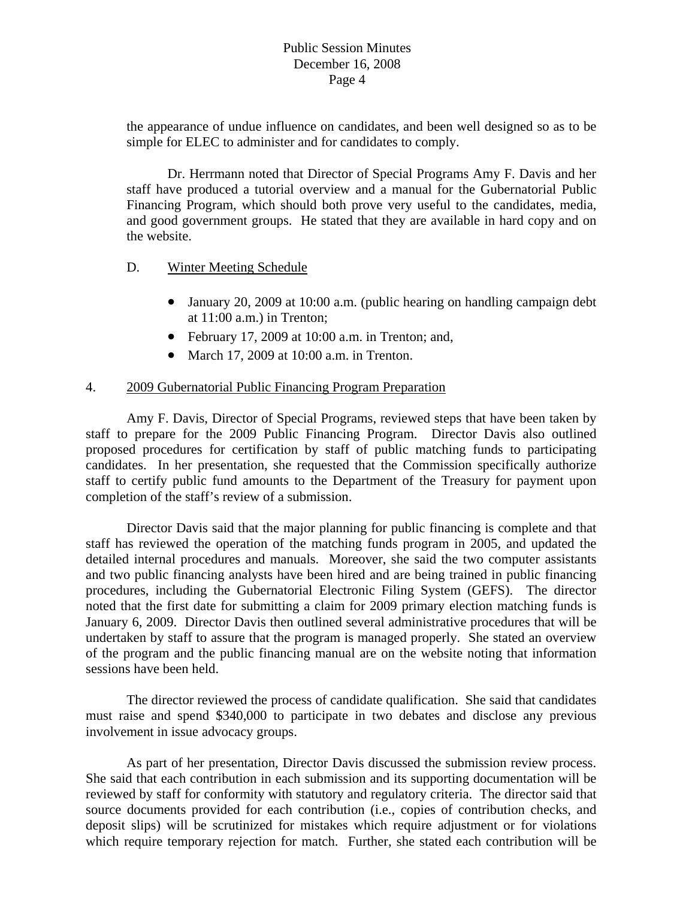the appearance of undue influence on candidates, and been well designed so as to be simple for ELEC to administer and for candidates to comply.

Dr. Herrmann noted that Director of Special Programs Amy F. Davis and her staff have produced a tutorial overview and a manual for the Gubernatorial Public Financing Program, which should both prove very useful to the candidates, media, and good government groups. He stated that they are available in hard copy and on the website.

D. Winter Meeting Schedule

- January 20, 2009 at 10:00 a.m. (public hearing on handling campaign debt at 11:00 a.m.) in Trenton;
- February 17, 2009 at 10:00 a.m. in Trenton; and,
- March 17, 2009 at 10:00 a.m. in Trenton.

4. 2009 Gubernatorial Public Financing Program Preparation

Amy F. Davis, Director of Special Programs, reviewed steps that have been taken by staff to prepare for the 2009 Public Financing Program. Director Davis also outlined proposed procedures for certification by staff of public matching funds to participating candidates. In her presentation, she requested that the Commission specifically authorize staff to certify public fund amounts to the Department of the Treasury for payment upon completion of the staff's review of a submission.

Director Davis said that the major planning for public financing is complete and that staff has reviewed the operation of the matching funds program in 2005, and updated the detailed internal procedures and manuals. Moreover, she said the two computer assistants and two public financing analysts have been hired and are being trained in public financing procedures, including the Gubernatorial Electronic Filing System (GEFS). The director noted that the first date for submitting a claim for 2009 primary election matching funds is January 6, 2009. Director Davis then outlined several administrative procedures that will be undertaken by staff to assure that the program is managed properly. She stated an overview of the program and the public financing manual are on the website noting that information sessions have been held.

The director reviewed the process of candidate qualification. She said that candidates must raise and spend $340,000 to participate in two debates and disclose any previous involvement in issue advocacy groups.

As part of her presentation, Director Davis discussed the submission review process. She said that each contribution in each submission and its supporting documentation will be reviewed by staff for conformity with statutory and regulatory criteria. The director said that source documents provided for each contribution (i.e., copies of contribution checks, and deposit slips) will be scrutinized for mistakes which require adjustment or for violations which require temporary rejection for match. Further, she stated each contribution will be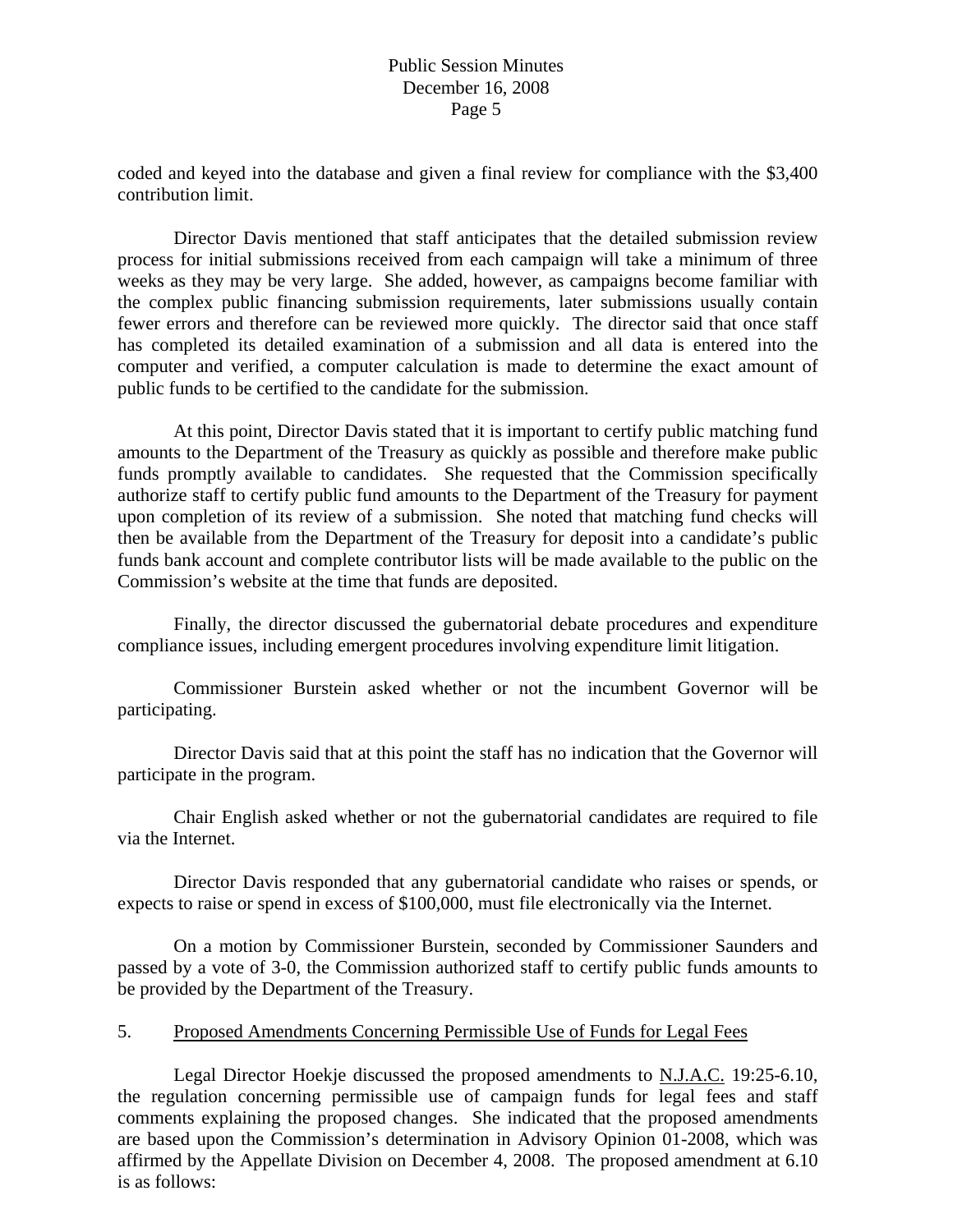coded and keyed into the database and given a final review for compliance with the $3,400 contribution limit.

Director Davis mentioned that staff anticipates that the detailed submission review process for initial submissions received from each campaign will take a minimum of three weeks as they may be very large. She added, however, as campaigns become familiar with the complex public financing submission requirements, later submissions usually contain fewer errors and therefore can be reviewed more quickly. The director said that once staff has completed its detailed examination of a submission and all data is entered into the computer and verified, a computer calculation is made to determine the exact amount of public funds to be certified to the candidate for the submission.

At this point, Director Davis stated that it is important to certify public matching fund amounts to the Department of the Treasury as quickly as possible and therefore make public funds promptly available to candidates. She requested that the Commission specifically authorize staff to certify public fund amounts to the Department of the Treasury for payment upon completion of its review of a submission. She noted that matching fund checks will then be available from the Department of the Treasury for deposit into a candidate's public funds bank account and complete contributor lists will be made available to the public on the Commission's website at the time that funds are deposited.

Finally, the director discussed the gubernatorial debate procedures and expenditure compliance issues, including emergent procedures involving expenditure limit litigation.

Commissioner Burstein asked whether or not the incumbent Governor will be participating.

Director Davis said that at this point the staff has no indication that the Governor will participate in the program.

Chair English asked whether or not the gubernatorial candidates are required to file via the Internet.

Director Davis responded that any gubernatorial candidate who raises or spends, or expects to raise or spend in excess of $100,000, must file electronically via the Internet.

On a motion by Commissioner Burstein, seconded by Commissioner Saunders and passed by a vote of 3-0, the Commission authorized staff to certify public funds amounts to be provided by the Department of the Treasury.

5. Proposed Amendments Concerning Permissible Use of Funds for Legal Fees

Legal Director Hoekje discussed the proposed amendments to N.J.A.C. 19:25-6.10, the regulation concerning permissible use of campaign funds for legal fees and staff comments explaining the proposed changes. She indicated that the proposed amendments are based upon the Commission's determination in Advisory Opinion 01-2008, which was affirmed by the Appellate Division on December 4, 2008. The proposed amendment at 6.10 is as follows: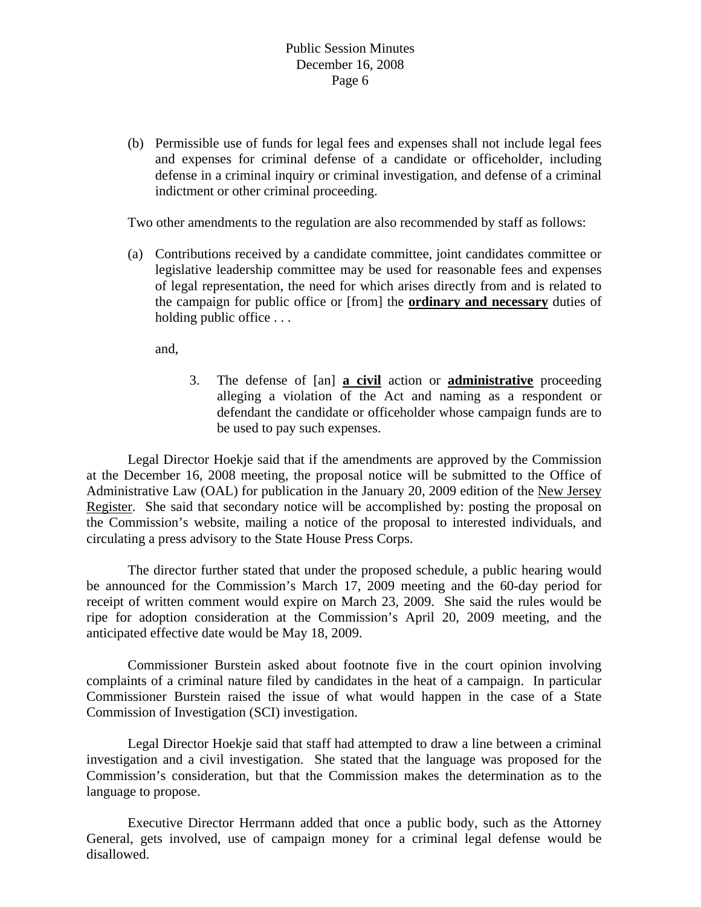(b) Permissible use of funds for legal fees and expenses shall not include legal fees and expenses for criminal defense of a candidate or officeholder, including defense in a criminal inquiry or criminal investigation, and defense of a criminal indictment or other criminal proceeding.

Two other amendments to the regulation are also recommended by staff as follows:

(a) Contributions received by a candidate committee, joint candidates committee or legislative leadership committee may be used for reasonable fees and expenses of legal representation, the need for which arises directly from and is related to the campaign for public office or [from] the **ordinary and necessary** duties of holding public office . . .

and,

3. The defense of [an] **a civil** action or **administrative** proceeding alleging a violation of the Act and naming as a respondent or defendant the candidate or officeholder whose campaign funds are to be used to pay such expenses.

Legal Director Hoekje said that if the amendments are approved by the Commission at the December 16, 2008 meeting, the proposal notice will be submitted to the Office of Administrative Law (OAL) for publication in the January 20, 2009 edition of the New Jersey Register. She said that secondary notice will be accomplished by: posting the proposal on the Commission's website, mailing a notice of the proposal to interested individuals, and circulating a press advisory to the State House Press Corps.

The director further stated that under the proposed schedule, a public hearing would be announced for the Commission's March 17, 2009 meeting and the 60-day period for receipt of written comment would expire on March 23, 2009. She said the rules would be ripe for adoption consideration at the Commission's April 20, 2009 meeting, and the anticipated effective date would be May 18, 2009.

Commissioner Burstein asked about footnote five in the court opinion involving complaints of a criminal nature filed by candidates in the heat of a campaign. In particular Commissioner Burstein raised the issue of what would happen in the case of a State Commission of Investigation (SCI) investigation.

Legal Director Hoekje said that staff had attempted to draw a line between a criminal investigation and a civil investigation. She stated that the language was proposed for the Commission's consideration, but that the Commission makes the determination as to the language to propose.

Executive Director Herrmann added that once a public body, such as the Attorney General, gets involved, use of campaign money for a criminal legal defense would be disallowed.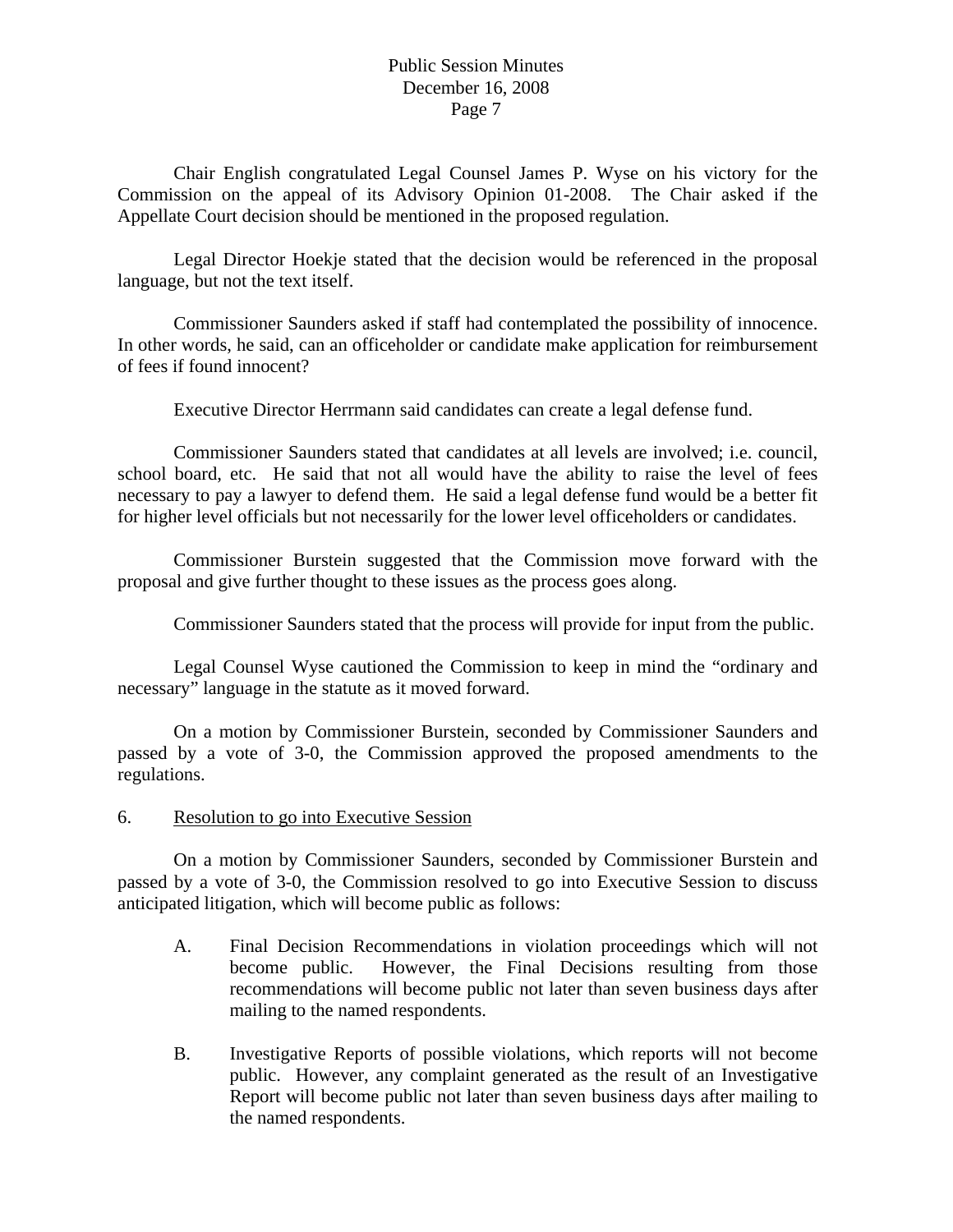Chair English congratulated Legal Counsel James P. Wyse on his victory for the Commission on the appeal of its Advisory Opinion 01-2008. The Chair asked if the Appellate Court decision should be mentioned in the proposed regulation.

Legal Director Hoekje stated that the decision would be referenced in the proposal language, but not the text itself.

Commissioner Saunders asked if staff had contemplated the possibility of innocence. In other words, he said, can an officeholder or candidate make application for reimbursement of fees if found innocent?

Executive Director Herrmann said candidates can create a legal defense fund.

Commissioner Saunders stated that candidates at all levels are involved; i.e. council, school board, etc. He said that not all would have the ability to raise the level of fees necessary to pay a lawyer to defend them. He said a legal defense fund would be a better fit for higher level officials but not necessarily for the lower level officeholders or candidates.

Commissioner Burstein suggested that the Commission move forward with the proposal and give further thought to these issues as the process goes along.

Commissioner Saunders stated that the process will provide for input from the public.

Legal Counsel Wyse cautioned the Commission to keep in mind the "ordinary and necessary" language in the statute as it moved forward.

On a motion by Commissioner Burstein, seconded by Commissioner Saunders and passed by a vote of 3-0, the Commission approved the proposed amendments to the regulations.

6. <u>Resolution to go into Executive Session</u>

On a motion by Commissioner Saunders, seconded by Commissioner Burstein and passed by a vote of 3-0, the Commission resolved to go into Executive Session to discuss anticipated litigation, which will become public as follows:

A. Final Decision Recommendations in violation proceedings which will not become public. However, the Final Decisions resulting from those recommendations will become public not later than seven business days after mailing to the named respondents.

B. Investigative Reports of possible violations, which reports will not become public. However, any complaint generated as the result of an Investigative Report will become public not later than seven business days after mailing to the named respondents.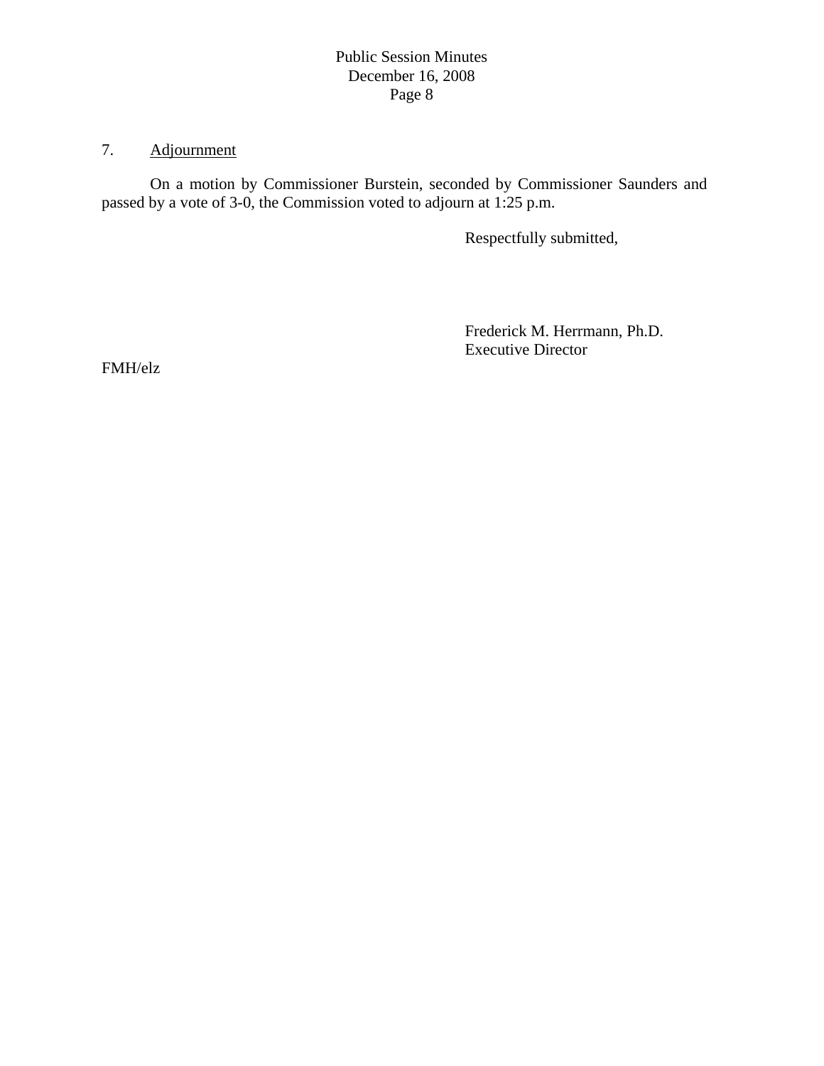7. Adjournment

On a motion by Commissioner Burstein, seconded by Commissioner Saunders and passed by a vote of 3-0, the Commission voted to adjourn at 1:25 p.m.

Respectfully submitted,

Frederick M. Herrmann, Ph.D.
Executive Director

FMH/elz